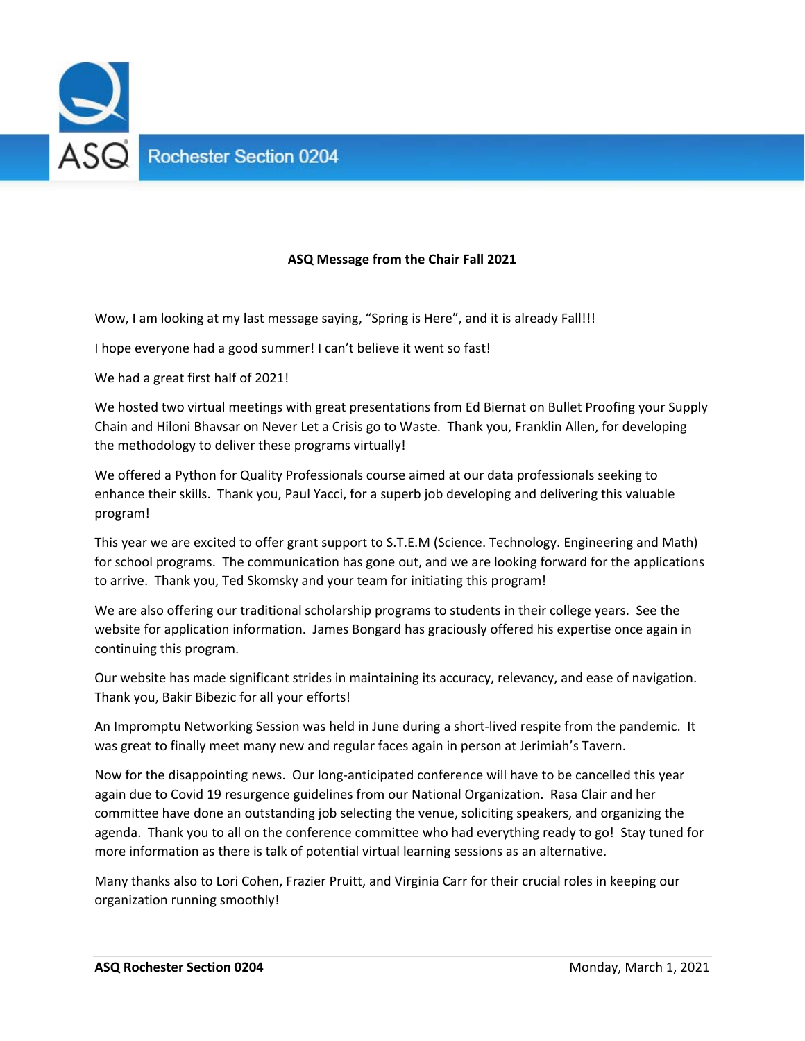**ASQ Message from the Chair Fall 2021**

Wow, I am looking at my last message saying, "Spring is Here", and it is already Fall!!!

I hope everyone had a good summer! I can't believe it went so fast!

We had a great first half of 2021!

We hosted two virtual meetings with great presentations from Ed Biernat on Bullet Proofing your Supply Chain and Hiloni Bhavsar on Never Let a Crisis go to Waste. Thank you, Franklin Allen, for developing the methodology to deliver these programs virtually!

We offered a Python for Quality Professionals course aimed at our data professionals seeking to enhance their skills. Thank you, Paul Yacci, for a superb job developing and delivering this valuable program!

This year we are excited to offer grant support to S.T.E.M (Science. Technology. Engineering and Math) for school programs. The communication has gone out, and we are looking forward for the applications to arrive. Thank you, Ted Skomsky and your team for initiating this program!

We are also offering our traditional scholarship programs to students in their college years. See the website for application information. James Bongard has graciously offered his expertise once again in continuing this program.

Our website has made significant strides in maintaining its accuracy, relevancy, and ease of navigation. Thank you, Bakir Bibezic for all your efforts!

An Impromptu Networking Session was held in June during a short-lived respite from the pandemic. It was great to finally meet many new and regular faces again in person at Jerimiah's Tavern.

Now for the disappointing news. Our long-anticipated conference will have to be cancelled this year again due to Covid 19 resurgence guidelines from our National Organization. Rasa Clair and her committee have done an outstanding job selecting the venue, soliciting speakers, and organizing the agenda. Thank you to all on the conference committee who had everything ready to go! Stay tuned for more information as there is talk of potential virtual learning sessions as an alternative.

Many thanks also to Lori Cohen, Frazier Pruitt, and Virginia Carr for their crucial roles in keeping our organization running smoothly!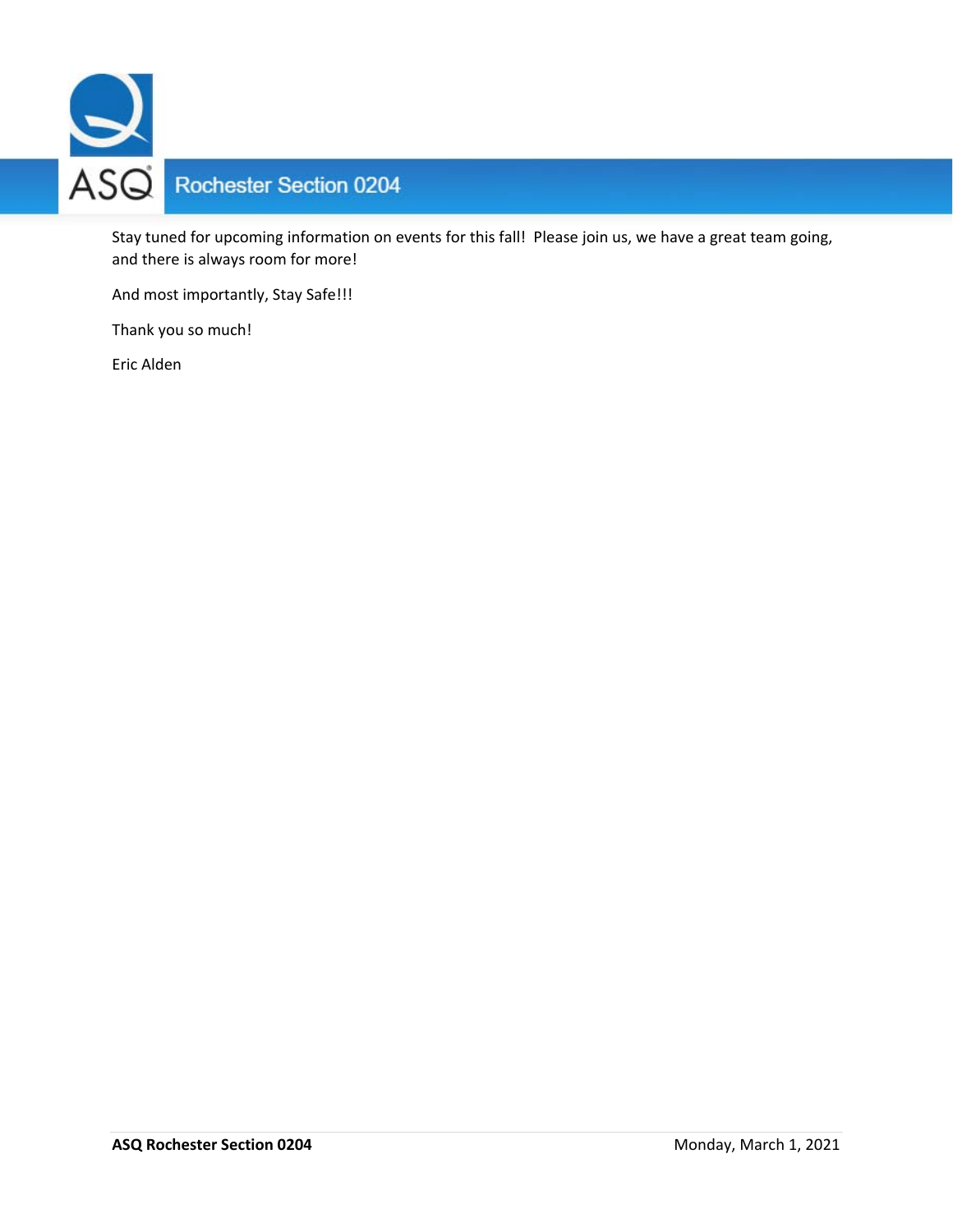Stay tuned for upcoming information on events for this fall! Please join us, we have a great team going, and there is always room for more!

And most importantly, Stay Safe!!!

Thank you so much!

Eric Alden